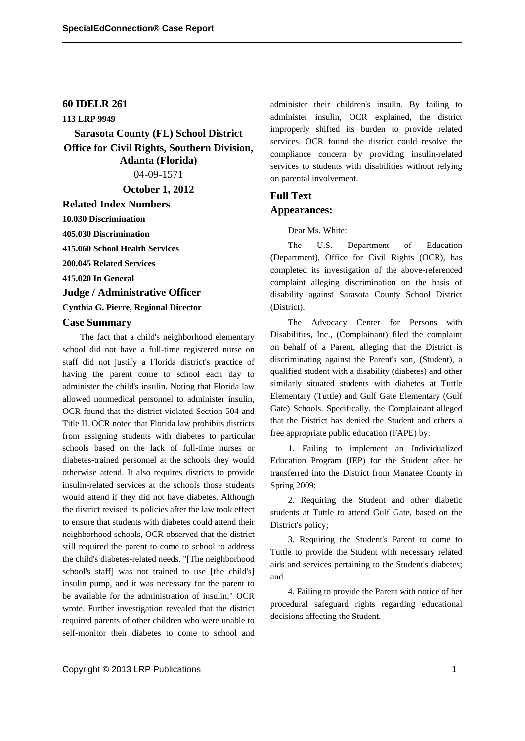# 60 IDELR 261

**113 LRP 9949**

## Sarasota County (FL) School District
## Office for Civil Rights, Southern Division, Atlanta (Florida)

04-09-1571

**October 1, 2012**

## Related Index Numbers

**10.030 Discrimination**

**405.030 Discrimination**

**415.060 School Health Services**

**200.045 Related Services**

**415.020 In General**

## Judge / Administrative Officer

**Cynthia G. Pierre, Regional Director**

## Case Summary

The fact that a child's neighborhood elementary school did not have a full-time registered nurse on staff did not justify a Florida district's practice of having the parent come to school each day to administer the child's insulin. Noting that Florida law allowed nonmedical personnel to administer insulin, OCR found that the district violated Section 504 and Title II. OCR noted that Florida law prohibits districts from assigning students with diabetes to particular schools based on the lack of full-time nurses or diabetes-trained personnel at the schools they would otherwise attend. It also requires districts to provide insulin-related services at the schools those students would attend if they did not have diabetes. Although the district revised its policies after the law took effect to ensure that students with diabetes could attend their neighborhood schools, OCR observed that the district still required the parent to come to school to address the child's diabetes-related needs. "[The neighborhood school's staff] was not trained to use [the child's] insulin pump, and it was necessary for the parent to be available for the administration of insulin," OCR wrote. Further investigation revealed that the district required parents of other children who were unable to self-monitor their diabetes to come to school and administer their children's insulin. By failing to administer insulin, OCR explained, the district improperly shifted its burden to provide related services. OCR found the district could resolve the compliance concern by providing insulin-related services to students with disabilities without relying on parental involvement.

## Full Text

## Appearances:

Dear Ms. White:

The U.S. Department of Education (Department), Office for Civil Rights (OCR), has completed its investigation of the above-referenced complaint alleging discrimination on the basis of disability against Sarasota County School District (District).

The Advocacy Center for Persons with Disabilities, Inc., (Complainant) filed the complaint on behalf of a Parent, alleging that the District is discriminating against the Parent's son, (Student), a qualified student with a disability (diabetes) and other similarly situated students with diabetes at Tuttle Elementary (Tuttle) and Gulf Gate Elementary (Gulf Gate) Schools. Specifically, the Complainant alleged that the District has denied the Student and others a free appropriate public education (FAPE) by:

1. Failing to implement an Individualized Education Program (IEP) for the Student after he transferred into the District from Manatee County in Spring 2009;

2. Requiring the Student and other diabetic students at Tuttle to attend Gulf Gate, based on the District's policy;

3. Requiring the Student's Parent to come to Tuttle to provide the Student with necessary related aids and services pertaining to the Student's diabetes; and

4. Failing to provide the Parent with notice of her procedural safeguard rights regarding educational decisions affecting the Student.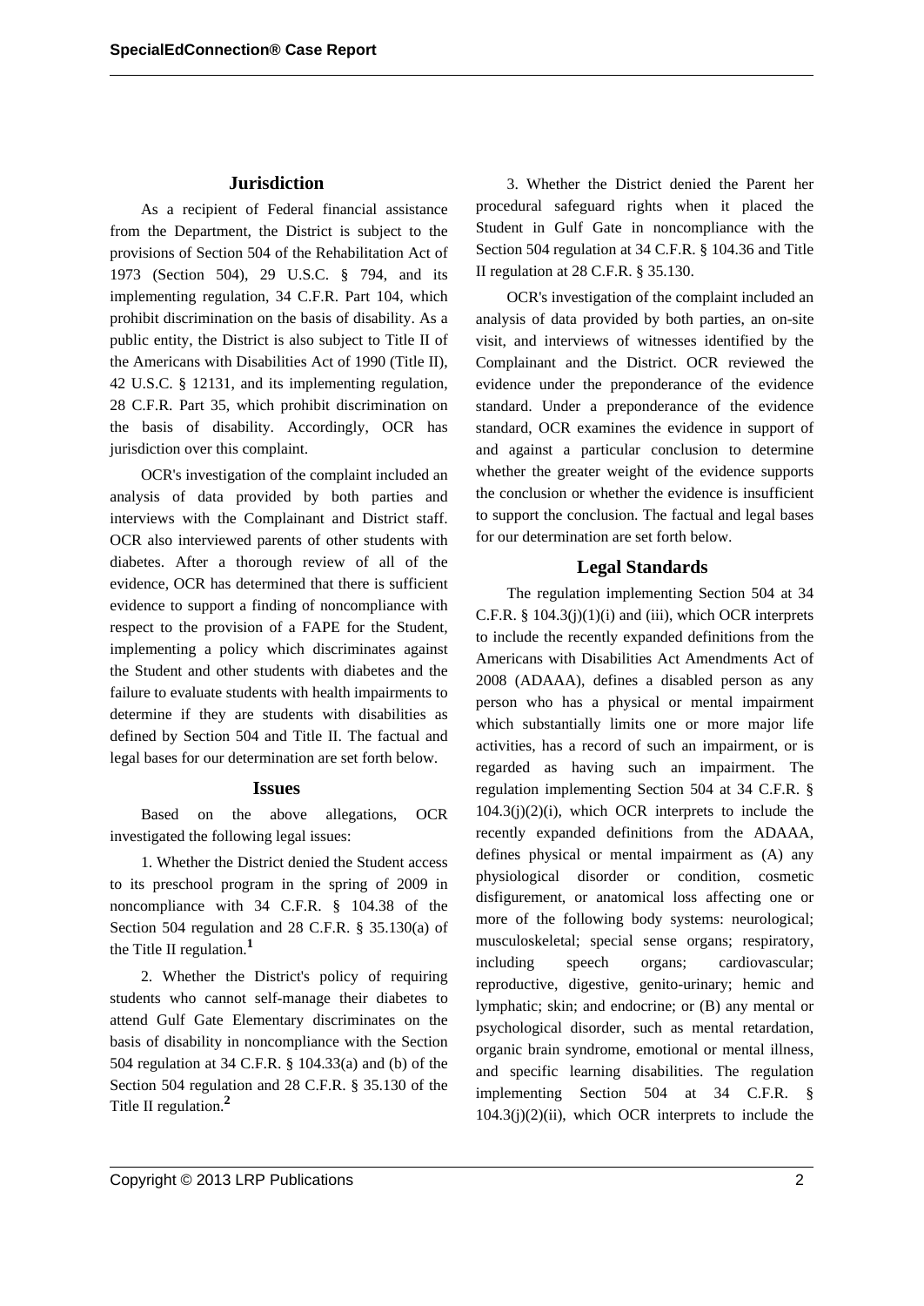## Jurisdiction

As a recipient of Federal financial assistance from the Department, the District is subject to the provisions of Section 504 of the Rehabilitation Act of 1973 (Section 504), 29 U.S.C. § 794, and its implementing regulation, 34 C.F.R. Part 104, which prohibit discrimination on the basis of disability. As a public entity, the District is also subject to Title II of the Americans with Disabilities Act of 1990 (Title II), 42 U.S.C. § 12131, and its implementing regulation, 28 C.F.R. Part 35, which prohibit discrimination on the basis of disability. Accordingly, OCR has jurisdiction over this complaint.

OCR's investigation of the complaint included an analysis of data provided by both parties and interviews with the Complainant and District staff. OCR also interviewed parents of other students with diabetes. After a thorough review of all of the evidence, OCR has determined that there is sufficient evidence to support a finding of noncompliance with respect to the provision of a FAPE for the Student, implementing a policy which discriminates against the Student and other students with diabetes and the failure to evaluate students with health impairments to determine if they are students with disabilities as defined by Section 504 and Title II. The factual and legal bases for our determination are set forth below.

### Issues

Based on the above allegations, OCR investigated the following legal issues:

1. Whether the District denied the Student access to its preschool program in the spring of 2009 in noncompliance with 34 C.F.R. § 104.38 of the Section 504 regulation and 28 C.F.R. § 35.130(a) of the Title II regulation.[1]

2. Whether the District's policy of requiring students who cannot self-manage their diabetes to attend Gulf Gate Elementary discriminates on the basis of disability in noncompliance with the Section 504 regulation at 34 C.F.R. § 104.33(a) and (b) of the Section 504 regulation and 28 C.F.R. § 35.130 of the Title II regulation.[2]

3. Whether the District denied the Parent her procedural safeguard rights when it placed the Student in Gulf Gate in noncompliance with the Section 504 regulation at 34 C.F.R. § 104.36 and Title II regulation at 28 C.F.R. § 35.130.

OCR's investigation of the complaint included an analysis of data provided by both parties, an on-site visit, and interviews of witnesses identified by the Complainant and the District. OCR reviewed the evidence under the preponderance of the evidence standard. Under a preponderance of the evidence standard, OCR examines the evidence in support of and against a particular conclusion to determine whether the greater weight of the evidence supports the conclusion or whether the evidence is insufficient to support the conclusion. The factual and legal bases for our determination are set forth below.

## Legal Standards

The regulation implementing Section 504 at 34 C.F.R. § 104.3(j)(1)(i) and (iii), which OCR interprets to include the recently expanded definitions from the Americans with Disabilities Act Amendments Act of 2008 (ADAAA), defines a disabled person as any person who has a physical or mental impairment which substantially limits one or more major life activities, has a record of such an impairment, or is regarded as having such an impairment. The regulation implementing Section 504 at 34 C.F.R. § 104.3(j)(2)(i), which OCR interprets to include the recently expanded definitions from the ADAAA, defines physical or mental impairment as (A) any physiological disorder or condition, cosmetic disfigurement, or anatomical loss affecting one or more of the following body systems: neurological; musculoskeletal; special sense organs; respiratory, including speech organs; cardiovascular; reproductive, digestive, genito-urinary; hemic and lymphatic; skin; and endocrine; or (B) any mental or psychological disorder, such as mental retardation, organic brain syndrome, emotional or mental illness, and specific learning disabilities. The regulation implementing Section 504 at 34 C.F.R. § 104.3(j)(2)(ii), which OCR interprets to include the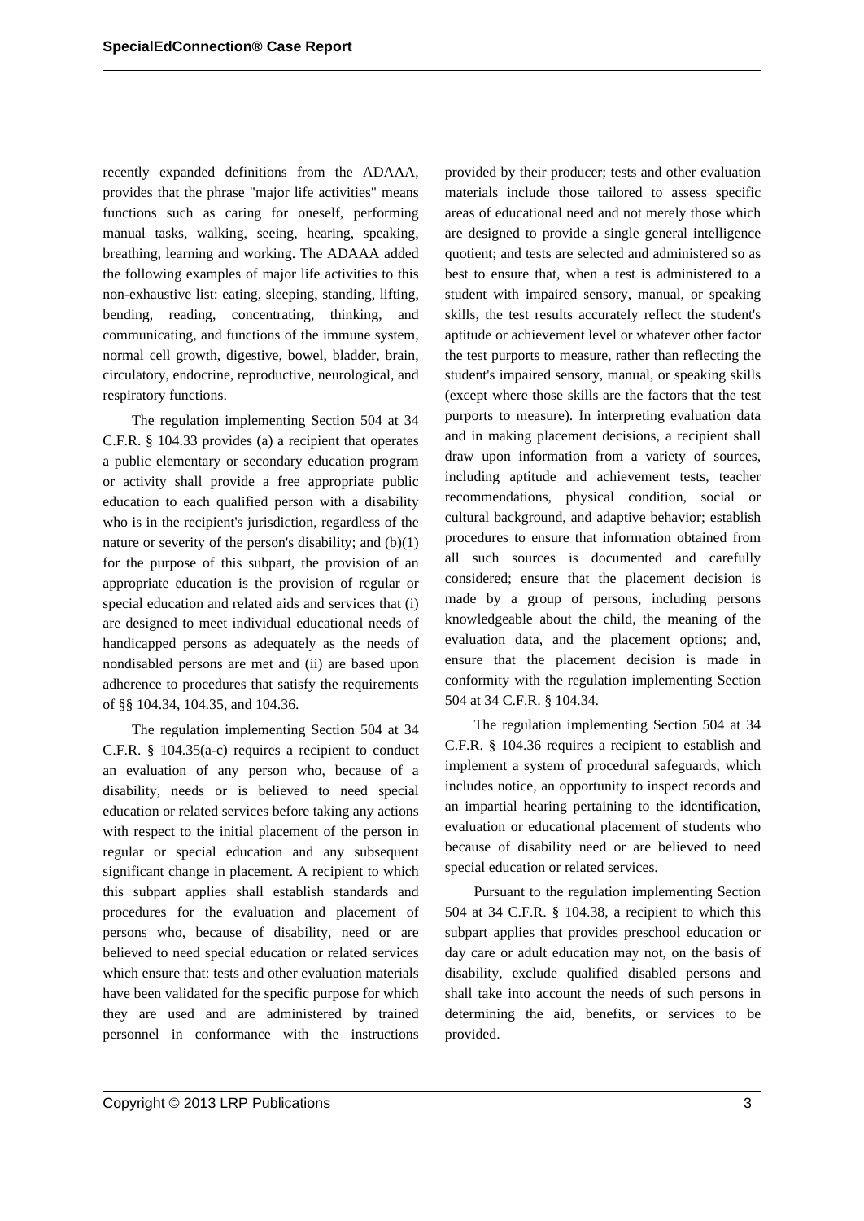recently expanded definitions from the ADAAA, provides that the phrase "major life activities" means functions such as caring for oneself, performing manual tasks, walking, seeing, hearing, speaking, breathing, learning and working. The ADAAA added the following examples of major life activities to this non-exhaustive list: eating, sleeping, standing, lifting, bending, reading, concentrating, thinking, and communicating, and functions of the immune system, normal cell growth, digestive, bowel, bladder, brain, circulatory, endocrine, reproductive, neurological, and respiratory functions.

The regulation implementing Section 504 at 34 C.F.R. § 104.33 provides (a) a recipient that operates a public elementary or secondary education program or activity shall provide a free appropriate public education to each qualified person with a disability who is in the recipient's jurisdiction, regardless of the nature or severity of the person's disability; and (b)(1) for the purpose of this subpart, the provision of an appropriate education is the provision of regular or special education and related aids and services that (i) are designed to meet individual educational needs of handicapped persons as adequately as the needs of nondisabled persons are met and (ii) are based upon adherence to procedures that satisfy the requirements of §§ 104.34, 104.35, and 104.36.

The regulation implementing Section 504 at 34 C.F.R. § 104.35(a-c) requires a recipient to conduct an evaluation of any person who, because of a disability, needs or is believed to need special education or related services before taking any actions with respect to the initial placement of the person in regular or special education and any subsequent significant change in placement. A recipient to which this subpart applies shall establish standards and procedures for the evaluation and placement of persons who, because of disability, need or are believed to need special education or related services which ensure that: tests and other evaluation materials have been validated for the specific purpose for which they are used and are administered by trained personnel in conformance with the instructions provided by their producer; tests and other evaluation materials include those tailored to assess specific areas of educational need and not merely those which are designed to provide a single general intelligence quotient; and tests are selected and administered so as best to ensure that, when a test is administered to a student with impaired sensory, manual, or speaking skills, the test results accurately reflect the student's aptitude or achievement level or whatever other factor the test purports to measure, rather than reflecting the student's impaired sensory, manual, or speaking skills (except where those skills are the factors that the test purports to measure). In interpreting evaluation data and in making placement decisions, a recipient shall draw upon information from a variety of sources, including aptitude and achievement tests, teacher recommendations, physical condition, social or cultural background, and adaptive behavior; establish procedures to ensure that information obtained from all such sources is documented and carefully considered; ensure that the placement decision is made by a group of persons, including persons knowledgeable about the child, the meaning of the evaluation data, and the placement options; and, ensure that the placement decision is made in conformity with the regulation implementing Section 504 at 34 C.F.R. § 104.34.

The regulation implementing Section 504 at 34 C.F.R. § 104.36 requires a recipient to establish and implement a system of procedural safeguards, which includes notice, an opportunity to inspect records and an impartial hearing pertaining to the identification, evaluation or educational placement of students who because of disability need or are believed to need special education or related services.

Pursuant to the regulation implementing Section 504 at 34 C.F.R. § 104.38, a recipient to which this subpart applies that provides preschool education or day care or adult education may not, on the basis of disability, exclude qualified disabled persons and shall take into account the needs of such persons in determining the aid, benefits, or services to be provided.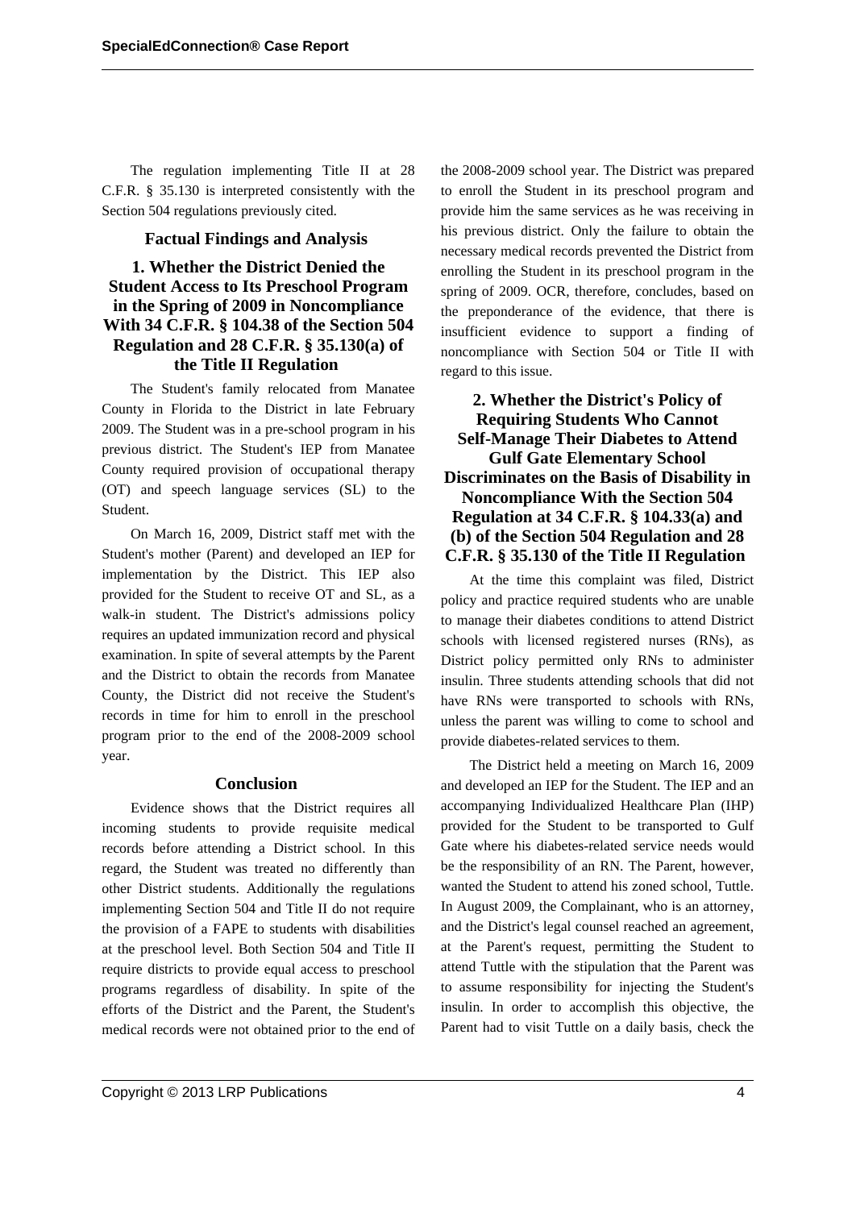The regulation implementing Title II at 28 C.F.R. § 35.130 is interpreted consistently with the Section 504 regulations previously cited.

## Factual Findings and Analysis

### 1. Whether the District Denied the Student Access to Its Preschool Program in the Spring of 2009 in Noncompliance With 34 C.F.R. § 104.38 of the Section 504 Regulation and 28 C.F.R. § 35.130(a) of the Title II Regulation

The Student's family relocated from Manatee County in Florida to the District in late February 2009. The Student was in a pre-school program in his previous district. The Student's IEP from Manatee County required provision of occupational therapy (OT) and speech language services (SL) to the Student.

On March 16, 2009, District staff met with the Student's mother (Parent) and developed an IEP for implementation by the District. This IEP also provided for the Student to receive OT and SL, as a walk-in student. The District's admissions policy requires an updated immunization record and physical examination. In spite of several attempts by the Parent and the District to obtain the records from Manatee County, the District did not receive the Student's records in time for him to enroll in the preschool program prior to the end of the 2008-2009 school year.

### Conclusion

Evidence shows that the District requires all incoming students to provide requisite medical records before attending a District school. In this regard, the Student was treated no differently than other District students. Additionally the regulations implementing Section 504 and Title II do not require the provision of a FAPE to students with disabilities at the preschool level. Both Section 504 and Title II require districts to provide equal access to preschool programs regardless of disability. In spite of the efforts of the District and the Parent, the Student's medical records were not obtained prior to the end of the 2008-2009 school year. The District was prepared to enroll the Student in its preschool program and provide him the same services as he was receiving in his previous district. Only the failure to obtain the necessary medical records prevented the District from enrolling the Student in its preschool program in the spring of 2009. OCR, therefore, concludes, based on the preponderance of the evidence, that there is insufficient evidence to support a finding of noncompliance with Section 504 or Title II with regard to this issue.

### 2. Whether the District's Policy of Requiring Students Who Cannot Self-Manage Their Diabetes to Attend Gulf Gate Elementary School Discriminates on the Basis of Disability in Noncompliance With the Section 504 Regulation at 34 C.F.R. § 104.33(a) and (b) of the Section 504 Regulation and 28 C.F.R. § 35.130 of the Title II Regulation

At the time this complaint was filed, District policy and practice required students who are unable to manage their diabetes conditions to attend District schools with licensed registered nurses (RNs), as District policy permitted only RNs to administer insulin. Three students attending schools that did not have RNs were transported to schools with RNs, unless the parent was willing to come to school and provide diabetes-related services to them.

The District held a meeting on March 16, 2009 and developed an IEP for the Student. The IEP and an accompanying Individualized Healthcare Plan (IHP) provided for the Student to be transported to Gulf Gate where his diabetes-related service needs would be the responsibility of an RN. The Parent, however, wanted the Student to attend his zoned school, Tuttle. In August 2009, the Complainant, who is an attorney, and the District's legal counsel reached an agreement, at the Parent's request, permitting the Student to attend Tuttle with the stipulation that the Parent was to assume responsibility for injecting the Student's insulin. In order to accomplish this objective, the Parent had to visit Tuttle on a daily basis, check the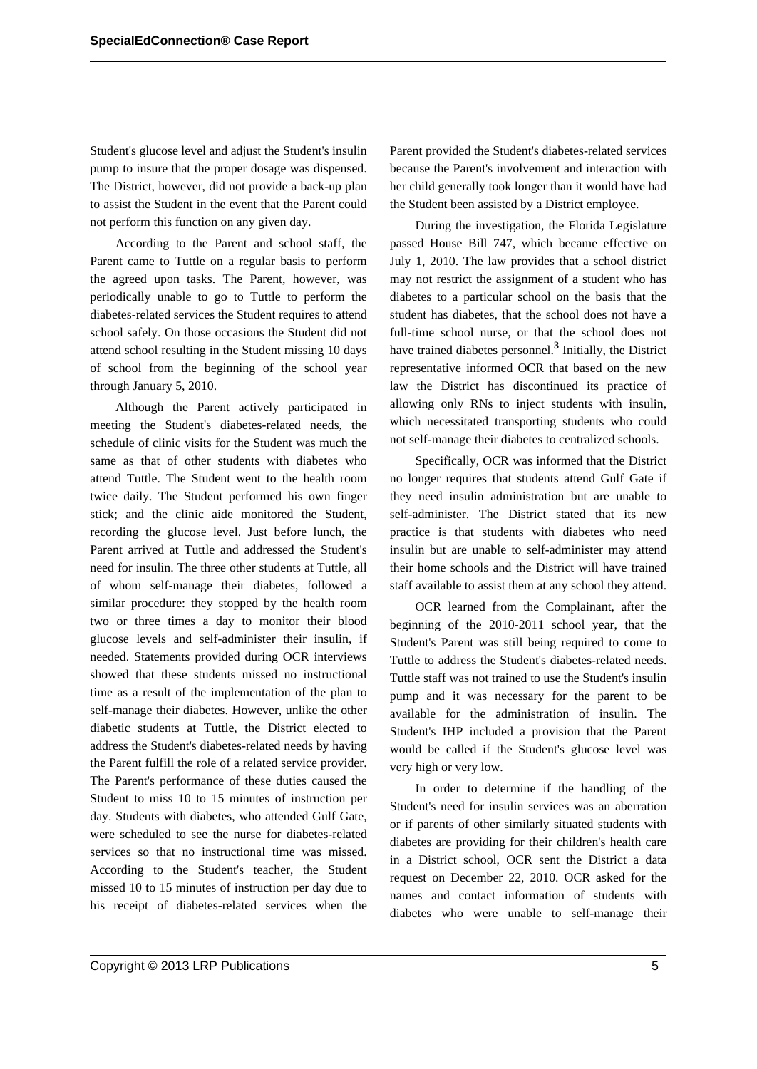Student's glucose level and adjust the Student's insulin pump to insure that the proper dosage was dispensed. The District, however, did not provide a back-up plan to assist the Student in the event that the Parent could not perform this function on any given day.

According to the Parent and school staff, the Parent came to Tuttle on a regular basis to perform the agreed upon tasks. The Parent, however, was periodically unable to go to Tuttle to perform the diabetes-related services the Student requires to attend school safely. On those occasions the Student did not attend school resulting in the Student missing 10 days of school from the beginning of the school year through January 5, 2010.

Although the Parent actively participated in meeting the Student's diabetes-related needs, the schedule of clinic visits for the Student was much the same as that of other students with diabetes who attend Tuttle. The Student went to the health room twice daily. The Student performed his own finger stick; and the clinic aide monitored the Student, recording the glucose level. Just before lunch, the Parent arrived at Tuttle and addressed the Student's need for insulin. The three other students at Tuttle, all of whom self-manage their diabetes, followed a similar procedure: they stopped by the health room two or three times a day to monitor their blood glucose levels and self-administer their insulin, if needed. Statements provided during OCR interviews showed that these students missed no instructional time as a result of the implementation of the plan to self-manage their diabetes. However, unlike the other diabetic students at Tuttle, the District elected to address the Student's diabetes-related needs by having the Parent fulfill the role of a related service provider. The Parent's performance of these duties caused the Student to miss 10 to 15 minutes of instruction per day. Students with diabetes, who attended Gulf Gate, were scheduled to see the nurse for diabetes-related services so that no instructional time was missed. According to the Student's teacher, the Student missed 10 to 15 minutes of instruction per day due to his receipt of diabetes-related services when the Parent provided the Student's diabetes-related services because the Parent's involvement and interaction with her child generally took longer than it would have had the Student been assisted by a District employee.

During the investigation, the Florida Legislature passed House Bill 747, which became effective on July 1, 2010. The law provides that a school district may not restrict the assignment of a student who has diabetes to a particular school on the basis that the student has diabetes, that the school does not have a full-time school nurse, or that the school does not have trained diabetes personnel.[3] Initially, the District representative informed OCR that based on the new law the District has discontinued its practice of allowing only RNs to inject students with insulin, which necessitated transporting students who could not self-manage their diabetes to centralized schools.

Specifically, OCR was informed that the District no longer requires that students attend Gulf Gate if they need insulin administration but are unable to self-administer. The District stated that its new practice is that students with diabetes who need insulin but are unable to self-administer may attend their home schools and the District will have trained staff available to assist them at any school they attend.

OCR learned from the Complainant, after the beginning of the 2010-2011 school year, that the Student's Parent was still being required to come to Tuttle to address the Student's diabetes-related needs. Tuttle staff was not trained to use the Student's insulin pump and it was necessary for the parent to be available for the administration of insulin. The Student's IHP included a provision that the Parent would be called if the Student's glucose level was very high or very low.

In order to determine if the handling of the Student's need for insulin services was an aberration or if parents of other similarly situated students with diabetes are providing for their children's health care in a District school, OCR sent the District a data request on December 22, 2010. OCR asked for the names and contact information of students with diabetes who were unable to self-manage their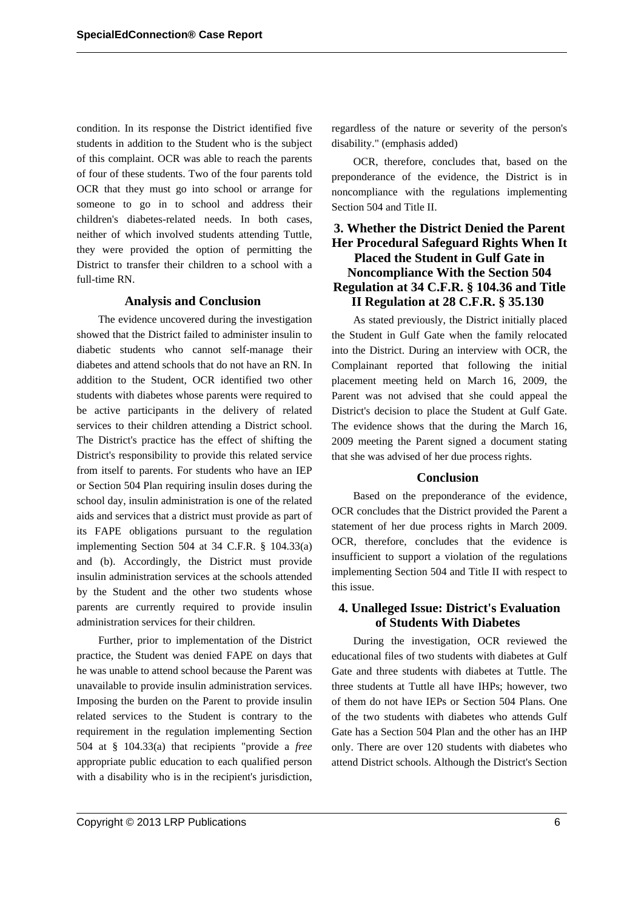condition. In its response the District identified five students in addition to the Student who is the subject of this complaint. OCR was able to reach the parents of four of these students. Two of the four parents told OCR that they must go into school or arrange for someone to go in to school and address their children's diabetes-related needs. In both cases, neither of which involved students attending Tuttle, they were provided the option of permitting the District to transfer their children to a school with a full-time RN.

### Analysis and Conclusion

The evidence uncovered during the investigation showed that the District failed to administer insulin to diabetic students who cannot self-manage their diabetes and attend schools that do not have an RN. In addition to the Student, OCR identified two other students with diabetes whose parents were required to be active participants in the delivery of related services to their children attending a District school. The District's practice has the effect of shifting the District's responsibility to provide this related service from itself to parents. For students who have an IEP or Section 504 Plan requiring insulin doses during the school day, insulin administration is one of the related aids and services that a district must provide as part of its FAPE obligations pursuant to the regulation implementing Section 504 at 34 C.F.R. § 104.33(a) and (b). Accordingly, the District must provide insulin administration services at the schools attended by the Student and the other two students whose parents are currently required to provide insulin administration services for their children.

Further, prior to implementation of the District practice, the Student was denied FAPE on days that he was unable to attend school because the Parent was unavailable to provide insulin administration services. Imposing the burden on the Parent to provide insulin related services to the Student is contrary to the requirement in the regulation implementing Section 504 at § 104.33(a) that recipients "provide a *free* appropriate public education to each qualified person with a disability who is in the recipient's jurisdiction, regardless of the nature or severity of the person's disability." (emphasis added)

OCR, therefore, concludes that, based on the preponderance of the evidence, the District is in noncompliance with the regulations implementing Section 504 and Title II.

## 3. Whether the District Denied the Parent Her Procedural Safeguard Rights When It Placed the Student in Gulf Gate in Noncompliance With the Section 504 Regulation at 34 C.F.R. § 104.36 and Title II Regulation at 28 C.F.R. § 35.130

As stated previously, the District initially placed the Student in Gulf Gate when the family relocated into the District. During an interview with OCR, the Complainant reported that following the initial placement meeting held on March 16, 2009, the Parent was not advised that she could appeal the District's decision to place the Student at Gulf Gate. The evidence shows that the during the March 16, 2009 meeting the Parent signed a document stating that she was advised of her due process rights.

### Conclusion

Based on the preponderance of the evidence, OCR concludes that the District provided the Parent a statement of her due process rights in March 2009. OCR, therefore, concludes that the evidence is insufficient to support a violation of the regulations implementing Section 504 and Title II with respect to this issue.

## 4. Unalleged Issue: District's Evaluation of Students With Diabetes

During the investigation, OCR reviewed the educational files of two students with diabetes at Gulf Gate and three students with diabetes at Tuttle. The three students at Tuttle all have IHPs; however, two of them do not have IEPs or Section 504 Plans. One of the two students with diabetes who attends Gulf Gate has a Section 504 Plan and the other has an IHP only. There are over 120 students with diabetes who attend District schools. Although the District's Section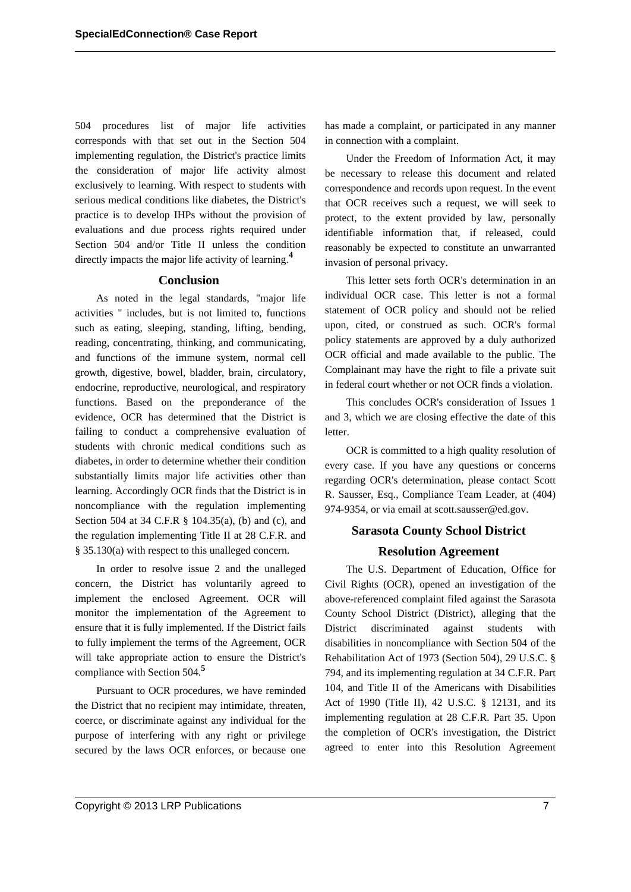504 procedures list of major life activities corresponds with that set out in the Section 504 implementing regulation, the District's practice limits the consideration of major life activity almost exclusively to learning. With respect to students with serious medical conditions like diabetes, the District's practice is to develop IHPs without the provision of evaluations and due process rights required under Section 504 and/or Title II unless the condition directly impacts the major life activity of learning.[4]

## Conclusion

As noted in the legal standards, "major life activities " includes, but is not limited to, functions such as eating, sleeping, standing, lifting, bending, reading, concentrating, thinking, and communicating, and functions of the immune system, normal cell growth, digestive, bowel, bladder, brain, circulatory, endocrine, reproductive, neurological, and respiratory functions. Based on the preponderance of the evidence, OCR has determined that the District is failing to conduct a comprehensive evaluation of students with chronic medical conditions such as diabetes, in order to determine whether their condition substantially limits major life activities other than learning. Accordingly OCR finds that the District is in noncompliance with the regulation implementing Section 504 at 34 C.F.R § 104.35(a), (b) and (c), and the regulation implementing Title II at 28 C.F.R. and § 35.130(a) with respect to this unalleged concern.

In order to resolve issue 2 and the unalleged concern, the District has voluntarily agreed to implement the enclosed Agreement. OCR will monitor the implementation of the Agreement to ensure that it is fully implemented. If the District fails to fully implement the terms of the Agreement, OCR will take appropriate action to ensure the District's compliance with Section 504.[5]

Pursuant to OCR procedures, we have reminded the District that no recipient may intimidate, threaten, coerce, or discriminate against any individual for the purpose of interfering with any right or privilege secured by the laws OCR enforces, or because one has made a complaint, or participated in any manner in connection with a complaint.

Under the Freedom of Information Act, it may be necessary to release this document and related correspondence and records upon request. In the event that OCR receives such a request, we will seek to protect, to the extent provided by law, personally identifiable information that, if released, could reasonably be expected to constitute an unwarranted invasion of personal privacy.

This letter sets forth OCR's determination in an individual OCR case. This letter is not a formal statement of OCR policy and should not be relied upon, cited, or construed as such. OCR's formal policy statements are approved by a duly authorized OCR official and made available to the public. The Complainant may have the right to file a private suit in federal court whether or not OCR finds a violation.

This concludes OCR's consideration of Issues 1 and 3, which we are closing effective the date of this letter.

OCR is committed to a high quality resolution of every case. If you have any questions or concerns regarding OCR's determination, please contact Scott R. Sausser, Esq., Compliance Team Leader, at (404) 974-9354, or via email at scott.sausser@ed.gov.

## Sarasota County School District

## Resolution Agreement

The U.S. Department of Education, Office for Civil Rights (OCR), opened an investigation of the above-referenced complaint filed against the Sarasota County School District (District), alleging that the District discriminated against students with disabilities in noncompliance with Section 504 of the Rehabilitation Act of 1973 (Section 504), 29 U.S.C. § 794, and its implementing regulation at 34 C.F.R. Part 104, and Title II of the Americans with Disabilities Act of 1990 (Title II), 42 U.S.C. § 12131, and its implementing regulation at 28 C.F.R. Part 35. Upon the completion of OCR's investigation, the District agreed to enter into this Resolution Agreement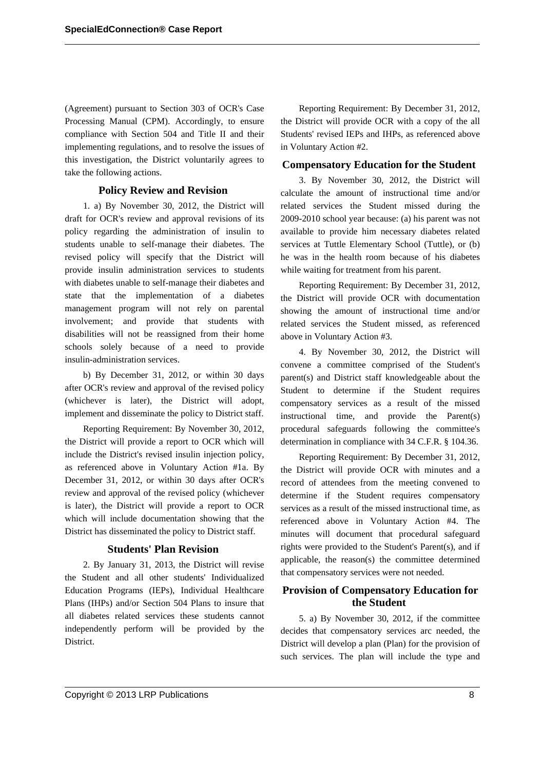(Agreement) pursuant to Section 303 of OCR's Case Processing Manual (CPM). Accordingly, to ensure compliance with Section 504 and Title II and their implementing regulations, and to resolve the issues of this investigation, the District voluntarily agrees to take the following actions.

### Policy Review and Revision

1. a) By November 30, 2012, the District will draft for OCR's review and approval revisions of its policy regarding the administration of insulin to students unable to self-manage their diabetes. The revised policy will specify that the District will provide insulin administration services to students with diabetes unable to self-manage their diabetes and state that the implementation of a diabetes management program will not rely on parental involvement; and provide that students with disabilities will not be reassigned from their home schools solely because of a need to provide insulin-administration services.

b) By December 31, 2012, or within 30 days after OCR's review and approval of the revised policy (whichever is later), the District will adopt, implement and disseminate the policy to District staff.

Reporting Requirement: By November 30, 2012, the District will provide a report to OCR which will include the District's revised insulin injection policy, as referenced above in Voluntary Action #1a. By December 31, 2012, or within 30 days after OCR's review and approval of the revised policy (whichever is later), the District will provide a report to OCR which will include documentation showing that the District has disseminated the policy to District staff.

### Students' Plan Revision

2. By January 31, 2013, the District will revise the Student and all other students' Individualized Education Programs (IEPs), Individual Healthcare Plans (IHPs) and/or Section 504 Plans to insure that all diabetes related services these students cannot independently perform will be provided by the District.

Reporting Requirement: By December 31, 2012, the District will provide OCR with a copy of the all Students' revised IEPs and IHPs, as referenced above in Voluntary Action #2.

### Compensatory Education for the Student

3. By November 30, 2012, the District will calculate the amount of instructional time and/or related services the Student missed during the 2009-2010 school year because: (a) his parent was not available to provide him necessary diabetes related services at Tuttle Elementary School (Tuttle), or (b) he was in the health room because of his diabetes while waiting for treatment from his parent.

Reporting Requirement: By December 31, 2012, the District will provide OCR with documentation showing the amount of instructional time and/or related services the Student missed, as referenced above in Voluntary Action #3.

4. By November 30, 2012, the District will convene a committee comprised of the Student's parent(s) and District staff knowledgeable about the Student to determine if the Student requires compensatory services as a result of the missed instructional time, and provide the Parent(s) procedural safeguards following the committee's determination in compliance with 34 C.F.R. § 104.36.

Reporting Requirement: By December 31, 2012, the District will provide OCR with minutes and a record of attendees from the meeting convened to determine if the Student requires compensatory services as a result of the missed instructional time, as referenced above in Voluntary Action #4. The minutes will document that procedural safeguard rights were provided to the Student's Parent(s), and if applicable, the reason(s) the committee determined that compensatory services were not needed.

### Provision of Compensatory Education for the Student

5. a) By November 30, 2012, if the committee decides that compensatory services arc needed, the District will develop a plan (Plan) for the provision of such services. The plan will include the type and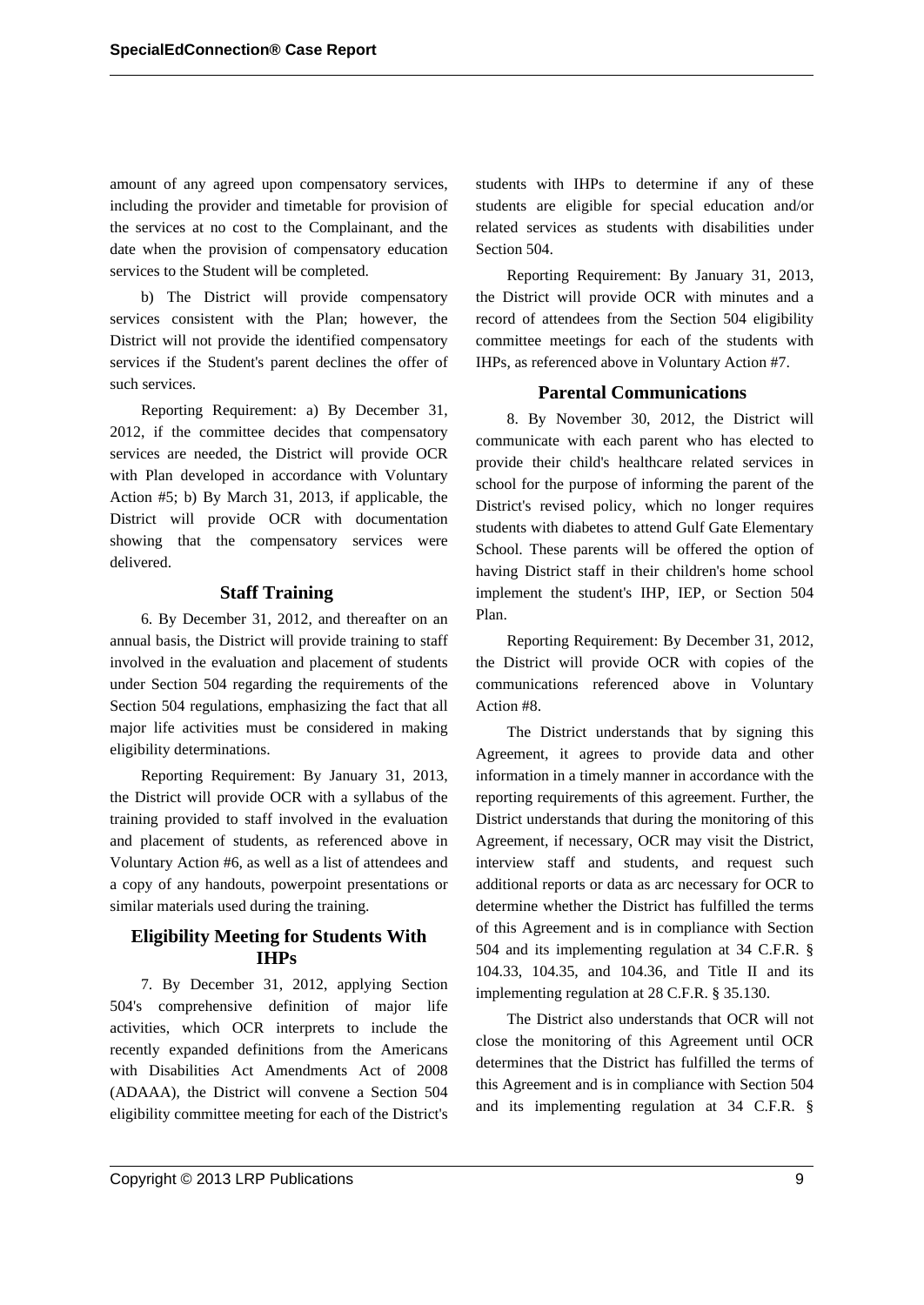amount of any agreed upon compensatory services, including the provider and timetable for provision of the services at no cost to the Complainant, and the date when the provision of compensatory education services to the Student will be completed.

b) The District will provide compensatory services consistent with the Plan; however, the District will not provide the identified compensatory services if the Student's parent declines the offer of such services.

Reporting Requirement: a) By December 31, 2012, if the committee decides that compensatory services are needed, the District will provide OCR with Plan developed in accordance with Voluntary Action #5; b) By March 31, 2013, if applicable, the District will provide OCR with documentation showing that the compensatory services were delivered.

### Staff Training

6. By December 31, 2012, and thereafter on an annual basis, the District will provide training to staff involved in the evaluation and placement of students under Section 504 regarding the requirements of the Section 504 regulations, emphasizing the fact that all major life activities must be considered in making eligibility determinations.

Reporting Requirement: By January 31, 2013, the District will provide OCR with a syllabus of the training provided to staff involved in the evaluation and placement of students, as referenced above in Voluntary Action #6, as well as a list of attendees and a copy of any handouts, powerpoint presentations or similar materials used during the training.

### Eligibility Meeting for Students With IHPs

7. By December 31, 2012, applying Section 504's comprehensive definition of major life activities, which OCR interprets to include the recently expanded definitions from the Americans with Disabilities Act Amendments Act of 2008 (ADAAA), the District will convene a Section 504 eligibility committee meeting for each of the District's students with IHPs to determine if any of these students are eligible for special education and/or related services as students with disabilities under Section 504.

Reporting Requirement: By January 31, 2013, the District will provide OCR with minutes and a record of attendees from the Section 504 eligibility committee meetings for each of the students with IHPs, as referenced above in Voluntary Action #7.

### Parental Communications

8. By November 30, 2012, the District will communicate with each parent who has elected to provide their child's healthcare related services in school for the purpose of informing the parent of the District's revised policy, which no longer requires students with diabetes to attend Gulf Gate Elementary School. These parents will be offered the option of having District staff in their children's home school implement the student's IHP, IEP, or Section 504 Plan.

Reporting Requirement: By December 31, 2012, the District will provide OCR with copies of the communications referenced above in Voluntary Action #8.

The District understands that by signing this Agreement, it agrees to provide data and other information in a timely manner in accordance with the reporting requirements of this agreement. Further, the District understands that during the monitoring of this Agreement, if necessary, OCR may visit the District, interview staff and students, and request such additional reports or data as arc necessary for OCR to determine whether the District has fulfilled the terms of this Agreement and is in compliance with Section 504 and its implementing regulation at 34 C.F.R. § 104.33, 104.35, and 104.36, and Title II and its implementing regulation at 28 C.F.R. § 35.130.

The District also understands that OCR will not close the monitoring of this Agreement until OCR determines that the District has fulfilled the terms of this Agreement and is in compliance with Section 504 and its implementing regulation at 34 C.F.R. §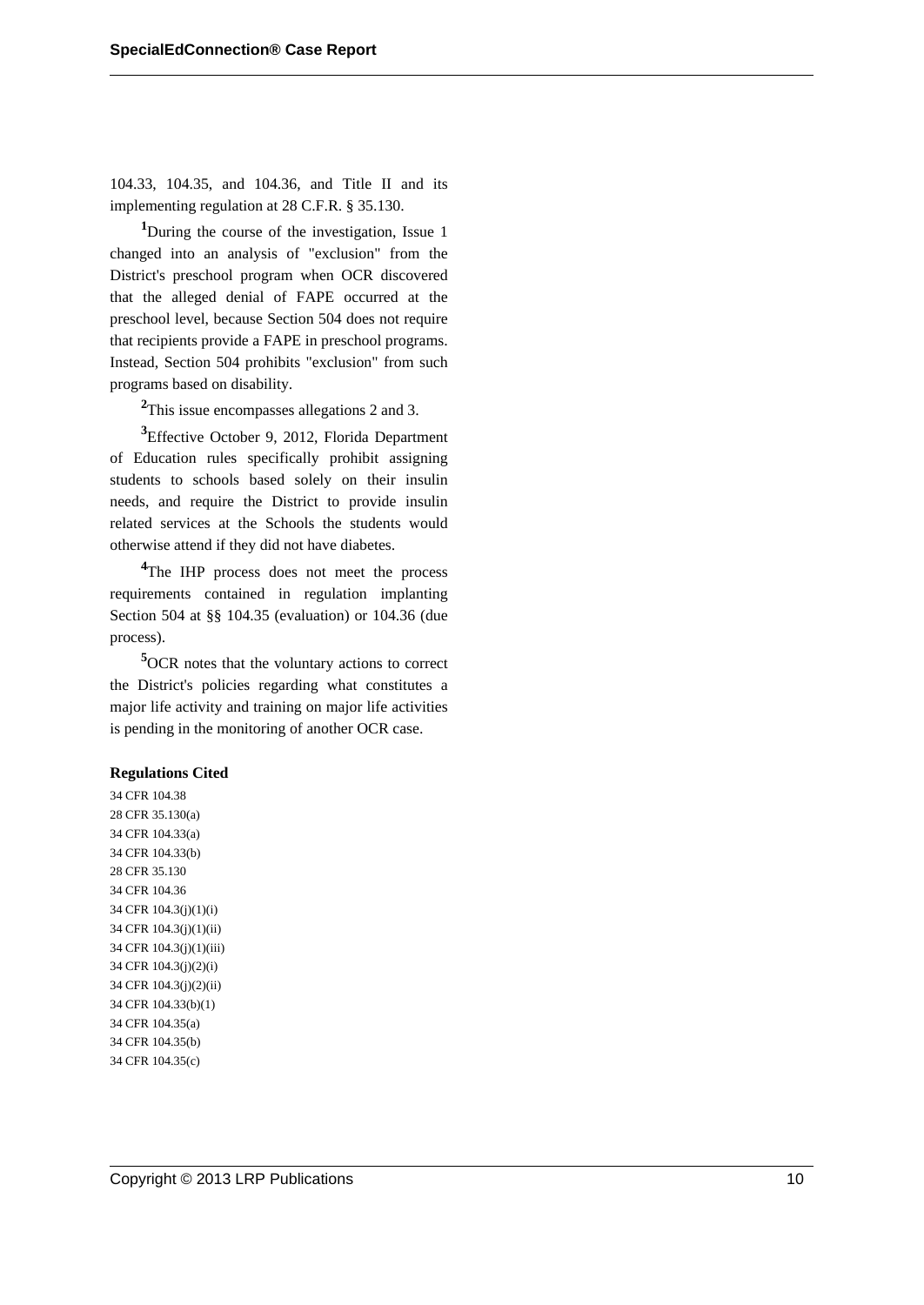104.33, 104.35, and 104.36, and Title II and its implementing regulation at 28 C.F.R. § 35.130.

[1]During the course of the investigation, Issue 1 changed into an analysis of "exclusion" from the District's preschool program when OCR discovered that the alleged denial of FAPE occurred at the preschool level, because Section 504 does not require that recipients provide a FAPE in preschool programs. Instead, Section 504 prohibits "exclusion" from such programs based on disability.

[2]This issue encompasses allegations 2 and 3.

[3]Effective October 9, 2012, Florida Department of Education rules specifically prohibit assigning students to schools based solely on their insulin needs, and require the District to provide insulin related services at the Schools the students would otherwise attend if they did not have diabetes.

[4]The IHP process does not meet the process requirements contained in regulation implanting Section 504 at §§ 104.35 (evaluation) or 104.36 (due process).

[5]OCR notes that the voluntary actions to correct the District's policies regarding what constitutes a major life activity and training on major life activities is pending in the monitoring of another OCR case.

**Regulations Cited**

34 CFR 104.38
28 CFR 35.130(a)
34 CFR 104.33(a)
34 CFR 104.33(b)
28 CFR 35.130
34 CFR 104.36
34 CFR 104.3(j)(1)(i)
34 CFR 104.3(j)(1)(ii)
34 CFR 104.3(j)(1)(iii)
34 CFR 104.3(j)(2)(i)
34 CFR 104.3(j)(2)(ii)
34 CFR 104.33(b)(1)
34 CFR 104.35(a)
34 CFR 104.35(b)
34 CFR 104.35(c)